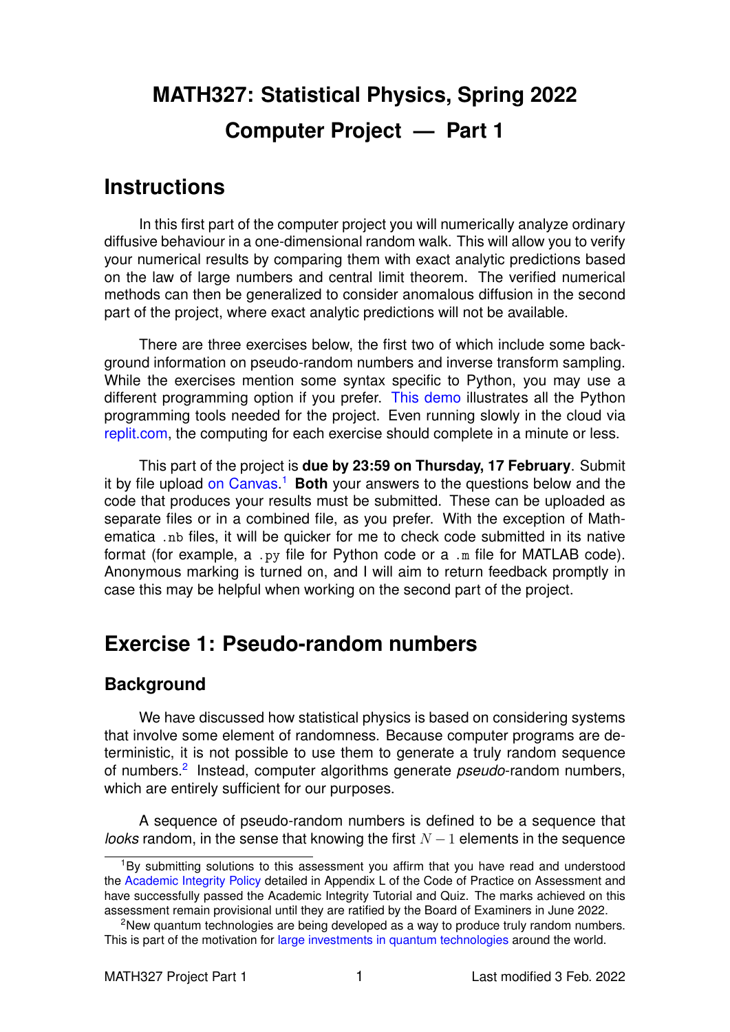# MATH327: Statistical Physics, Spring 2022
# Computer Project — Part 1

## Instructions

In this first part of the computer project you will numerically analyze ordinary diffusive behaviour in a one-dimensional random walk. This will allow you to verify your numerical results by comparing them with exact analytic predictions based on the law of large numbers and central limit theorem. The verified numerical methods can then be generalized to consider anomalous diffusion in the second part of the project, where exact analytic predictions will not be available.

There are three exercises below, the first two of which include some background information on pseudo-random numbers and inverse transform sampling. While the exercises mention some syntax specific to Python, you may use a different programming option if you prefer. This demo illustrates all the Python programming tools needed for the project. Even running slowly in the cloud via replit.com, the computing for each exercise should complete in a minute or less.

This part of the project is **due by 23:59 on Thursday, 17 February**. Submit it by file upload on Canvas.[1] **Both** your answers to the questions below and the code that produces your results must be submitted. These can be uploaded as separate files or in a combined file, as you prefer. With the exception of Mathematica `.nb` files, it will be quicker for me to check code submitted in its native format (for example, a `.py` file for Python code or a `.m` file for MATLAB code). Anonymous marking is turned on, and I will aim to return feedback promptly in case this may be helpful when working on the second part of the project.

## Exercise 1: Pseudo-random numbers

### Background

We have discussed how statistical physics is based on considering systems that involve some element of randomness. Because computer programs are deterministic, it is not possible to use them to generate a truly random sequence of numbers.[2] Instead, computer algorithms generate *pseudo*-random numbers, which are entirely sufficient for our purposes.

A sequence of pseudo-random numbers is defined to be a sequence that *looks* random, in the sense that knowing the first $N-1$ elements in the sequence

---

[1] By submitting solutions to this assessment you affirm that you have read and understood the Academic Integrity Policy detailed in Appendix L of the Code of Practice on Assessment and have successfully passed the Academic Integrity Tutorial and Quiz. The marks achieved on this assessment remain provisional until they are ratified by the Board of Examiners in June 2022.

[2] New quantum technologies are being developed as a way to produce truly random numbers. This is part of the motivation for large investments in quantum technologies around the world.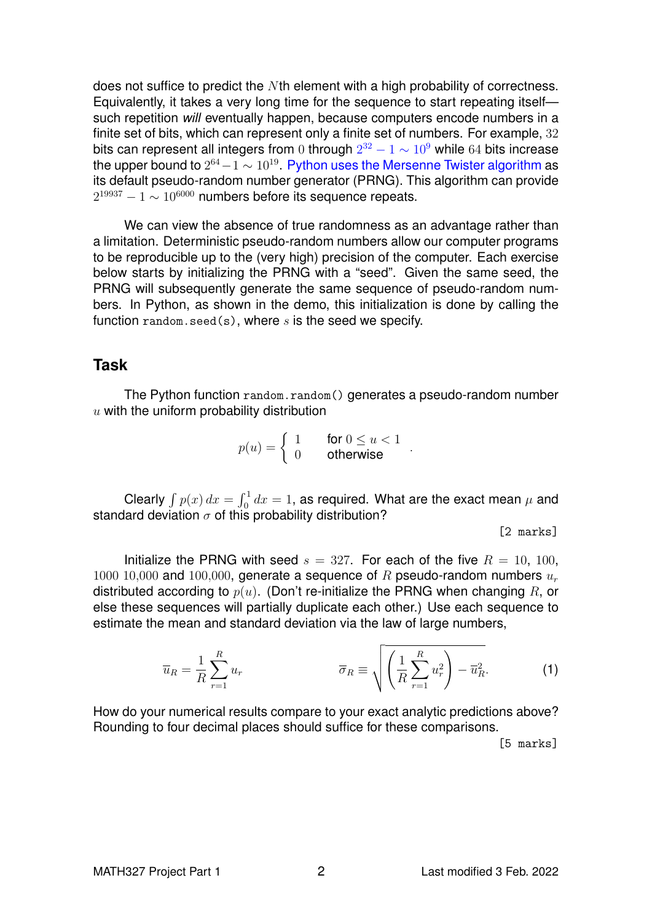does not suffice to predict the $N$th element with a high probability of correctness. Equivalently, it takes a very long time for the sequence to start repeating itself—such repetition *will* eventually happen, because computers encode numbers in a finite set of bits, which can represent only a finite set of numbers. For example, $32$ bits can represent all integers from $0$ through $2^{32} - 1 \sim 10^9$ while $64$ bits increase the upper bound to $2^{64} - 1 \sim 10^{19}$. Python uses the Mersenne Twister algorithm as its default pseudo-random number generator (PRNG). This algorithm can provide $2^{19937} - 1 \sim 10^{6000}$ numbers before its sequence repeats.

We can view the absence of true randomness as an advantage rather than a limitation. Deterministic pseudo-random numbers allow our computer programs to be reproducible up to the (very high) precision of the computer. Each exercise below starts by initializing the PRNG with a "seed". Given the same seed, the PRNG will subsequently generate the same sequence of pseudo-random numbers. In Python, as shown in the demo, this initialization is done by calling the function `random.seed(s)`, where $s$ is the seed we specify.

## Task

The Python function `random.random()` generates a pseudo-random number $u$ with the uniform probability distribution

$$p(u) = \begin{cases} 1 & \text{for } 0 \leq u < 1 \\ 0 & \text{otherwise} \end{cases} .$$

Clearly $\int p(x)\,dx = \int_0^1 dx = 1$, as required. What are the exact mean $\mu$ and standard deviation $\sigma$ of this probability distribution?

[2 marks]

Initialize the PRNG with seed $s = 327$. For each of the five $R = 10$, $100$, $1000$ $10{,}000$ and $100{,}000$, generate a sequence of $R$ pseudo-random numbers $u_r$ distributed according to $p(u)$. (Don't re-initialize the PRNG when changing $R$, or else these sequences will partially duplicate each other.) Use each sequence to estimate the mean and standard deviation via the law of large numbers,

$$\overline{u}_R = \frac{1}{R}\sum_{r=1}^{R} u_r \qquad\qquad \overline{\sigma}_R \equiv \sqrt{\left(\frac{1}{R}\sum_{r=1}^{R} u_r^2\right) - \overline{u}_R^2}. \qquad (1)$$

How do your numerical results compare to your exact analytic predictions above? Rounding to four decimal places should suffice for these comparisons.

[5 marks]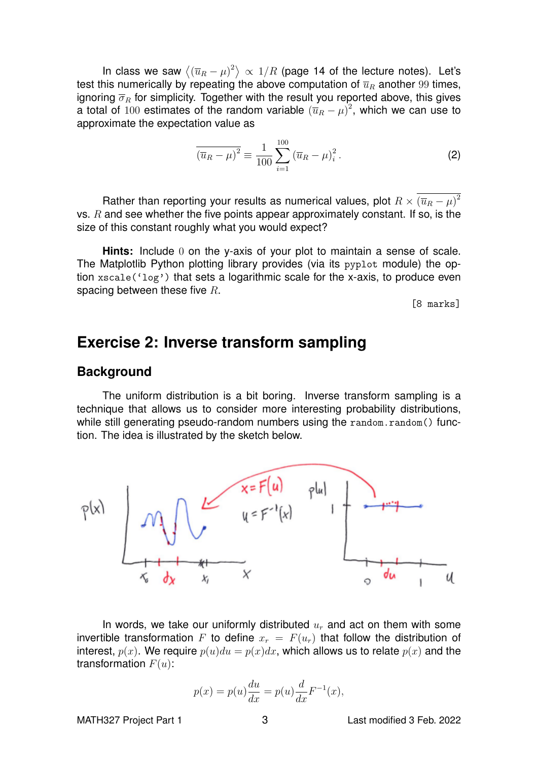In class we saw $\left\langle (\overline{u}_R - \mu)^2 \right\rangle \propto 1/R$ (page 14 of the lecture notes). Let's test this numerically by repeating the above computation of $\overline{u}_R$ another $99$ times, ignoring $\overline{\sigma}_R$ for simplicity. Together with the result you reported above, this gives a total of $100$ estimates of the random variable $(\overline{u}_R - \mu)^2$, which we can use to approximate the expectation value as

$$\overline{(\overline{u}_R - \mu)^2} \equiv \frac{1}{100} \sum_{i=1}^{100} (\overline{u}_R - \mu)_i^2 \,. \tag{2}$$

Rather than reporting your results as numerical values, plot $R \times \overline{(\overline{u}_R - \mu)^2}$ vs. $R$ and see whether the five points appear approximately constant. If so, is the size of this constant roughly what you would expect?

**Hints:** Include $0$ on the y-axis of your plot to maintain a sense of scale. The Matplotlib Python plotting library provides (via its `pyplot` module) the option `xscale('log')` that sets a logarithmic scale for the x-axis, to produce even spacing between these five $R$.

[8 marks]

## Exercise 2: Inverse transform sampling

### Background

The uniform distribution is a bit boring. Inverse transform sampling is a technique that allows us to consider more interesting probability distributions, while still generating pseudo-random numbers using the `random.random()` function. The idea is illustrated by the sketch below.

In words, we take our uniformly distributed $u_r$ and act on them with some invertible transformation $F$ to define $x_r = F(u_r)$ that follow the distribution of interest, $p(x)$. We require $p(u)du = p(x)dx$, which allows us to relate $p(x)$ and the transformation $F(u)$:

$$p(x) = p(u)\frac{du}{dx} = p(u)\frac{d}{dx}F^{-1}(x),$$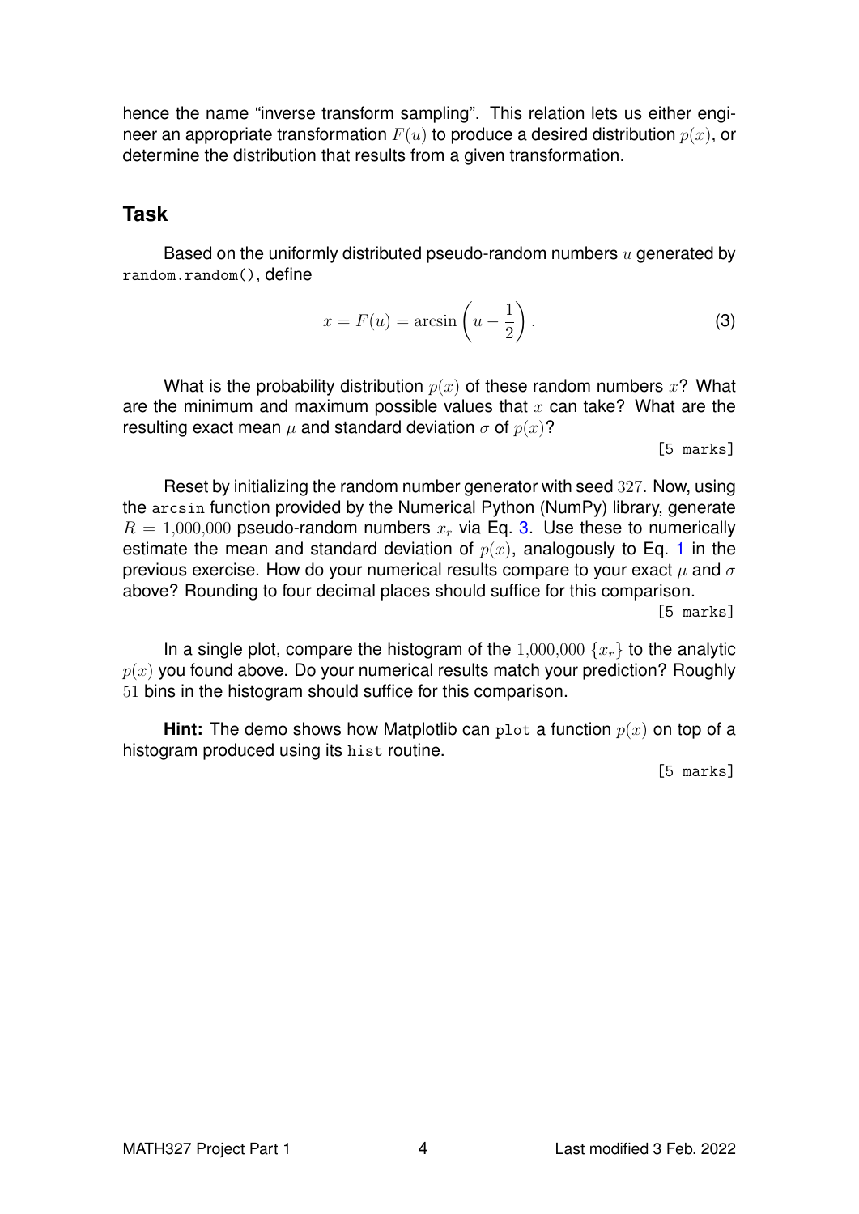hence the name "inverse transform sampling". This relation lets us either engineer an appropriate transformation $F(u)$ to produce a desired distribution $p(x)$, or determine the distribution that results from a given transformation.

## Task

Based on the uniformly distributed pseudo-random numbers $u$ generated by `random.random()`, define

$$x = F(u) = \arcsin\left(u - \frac{1}{2}\right). \tag{3}$$

What is the probability distribution $p(x)$ of these random numbers $x$? What are the minimum and maximum possible values that $x$ can take? What are the resulting exact mean $\mu$ and standard deviation $\sigma$ of $p(x)$?

[5 marks]

Reset by initializing the random number generator with seed 327. Now, using the `arcsin` function provided by the Numerical Python (NumPy) library, generate $R = 1{,}000{,}000$ pseudo-random numbers $x_r$ via Eq. 3. Use these to numerically estimate the mean and standard deviation of $p(x)$, analogously to Eq. 1 in the previous exercise. How do your numerical results compare to your exact $\mu$ and $\sigma$ above? Rounding to four decimal places should suffice for this comparison.

[5 marks]

In a single plot, compare the histogram of the $1{,}000{,}000$ $\{x_r\}$ to the analytic $p(x)$ you found above. Do your numerical results match your prediction? Roughly 51 bins in the histogram should suffice for this comparison.

**Hint:** The demo shows how Matplotlib can `plot` a function $p(x)$ on top of a histogram produced using its `hist` routine.

[5 marks]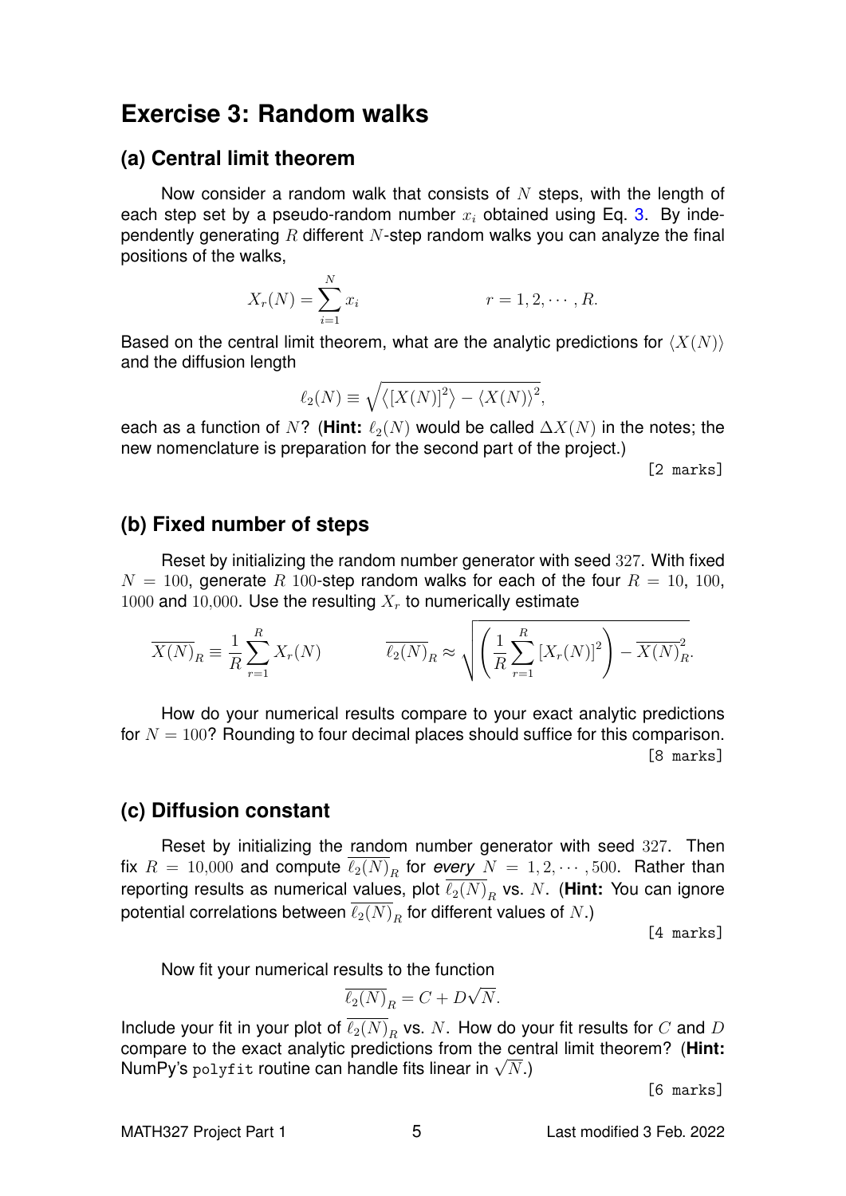## Exercise 3: Random walks

### (a) Central limit theorem

Now consider a random walk that consists of $N$ steps, with the length of each step set by a pseudo-random number $x_i$ obtained using Eq. 3. By independently generating $R$ different $N$-step random walks you can analyze the final positions of the walks,

$$X_r(N) = \sum_{i=1}^{N} x_i \qquad\qquad r = 1, 2, \cdots, R.$$

Based on the central limit theorem, what are the analytic predictions for $\langle X(N)\rangle$ and the diffusion length

$$\ell_2(N) \equiv \sqrt{\left\langle [X(N)]^2 \right\rangle - \langle X(N)\rangle^2},$$

each as a function of $N$? (**Hint:** $\ell_2(N)$ would be called $\Delta X(N)$ in the notes; the new nomenclature is preparation for the second part of the project.)

[2 marks]

### (b) Fixed number of steps

Reset by initializing the random number generator with seed $327$. With fixed $N = 100$, generate $R$ $100$-step random walks for each of the four $R = 10$, $100$, $1000$ and $10{,}000$. Use the resulting $X_r$ to numerically estimate

$$\overline{X(N)}_R \equiv \frac{1}{R}\sum_{r=1}^{R} X_r(N) \qquad\qquad \overline{\ell_2(N)}_R \approx \sqrt{\left(\frac{1}{R}\sum_{r=1}^{R}\left[X_r(N)\right]^2\right) - \overline{X(N)}_R^2}.$$

How do your numerical results compare to your exact analytic predictions for $N = 100$? Rounding to four decimal places should suffice for this comparison.

[8 marks]

### (c) Diffusion constant

Reset by initializing the random number generator with seed $327$. Then fix $R = 10{,}000$ and compute $\overline{\ell_2(N)}_R$ for *every* $N = 1, 2, \cdots, 500$. Rather than reporting results as numerical values, plot $\overline{\ell_2(N)}_R$ vs. $N$. (**Hint:** You can ignore potential correlations between $\overline{\ell_2(N)}_R$ for different values of $N$.)

[4 marks]

Now fit your numerical results to the function

$$\overline{\ell_2(N)}_R = C + D\sqrt{N}.$$

Include your fit in your plot of $\overline{\ell_2(N)}_R$ vs. $N$. How do your fit results for $C$ and $D$ compare to the exact analytic predictions from the central limit theorem? (**Hint:** NumPy's `polyfit` routine can handle fits linear in $\sqrt{N}$.)

[6 marks]